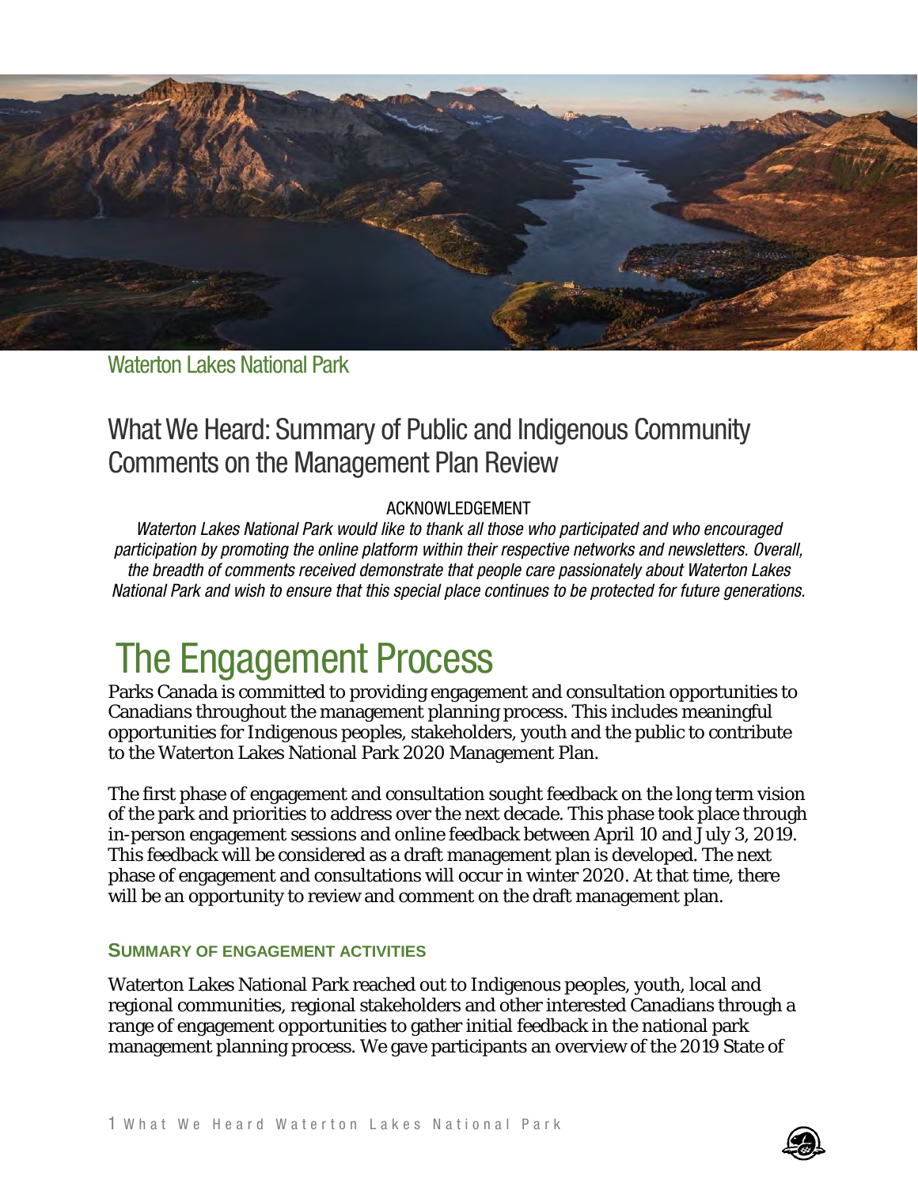Waterton Lakes National Park

# What We Heard: Summary of Public and Indigenous Community Comments on the Management Plan Review

ACKNOWLEDGEMENT

*Waterton Lakes National Park would like to thank all those who participated and who encouraged participation by promoting the online platform within their respective networks and newsletters. Overall, the breadth of comments received demonstrate that people care passionately about Waterton Lakes National Park and wish to ensure that this special place continues to be protected for future generations.*

## The Engagement Process

Parks Canada is committed to providing engagement and consultation opportunities to Canadians throughout the management planning process. This includes meaningful opportunities for Indigenous peoples, stakeholders, youth and the public to contribute to the Waterton Lakes National Park 2020 Management Plan.

The first phase of engagement and consultation sought feedback on the long term vision of the park and priorities to address over the next decade. This phase took place through in-person engagement sessions and online feedback between April 10 and July 3, 2019. This feedback will be considered as a draft management plan is developed. The next phase of engagement and consultations will occur in winter 2020. At that time, there will be an opportunity to review and comment on the draft management plan.

### SUMMARY OF ENGAGEMENT ACTIVITIES

Waterton Lakes National Park reached out to Indigenous peoples, youth, local and regional communities, regional stakeholders and other interested Canadians through a range of engagement opportunities to gather initial feedback in the national park management planning process. We gave participants an overview of the 2019 State of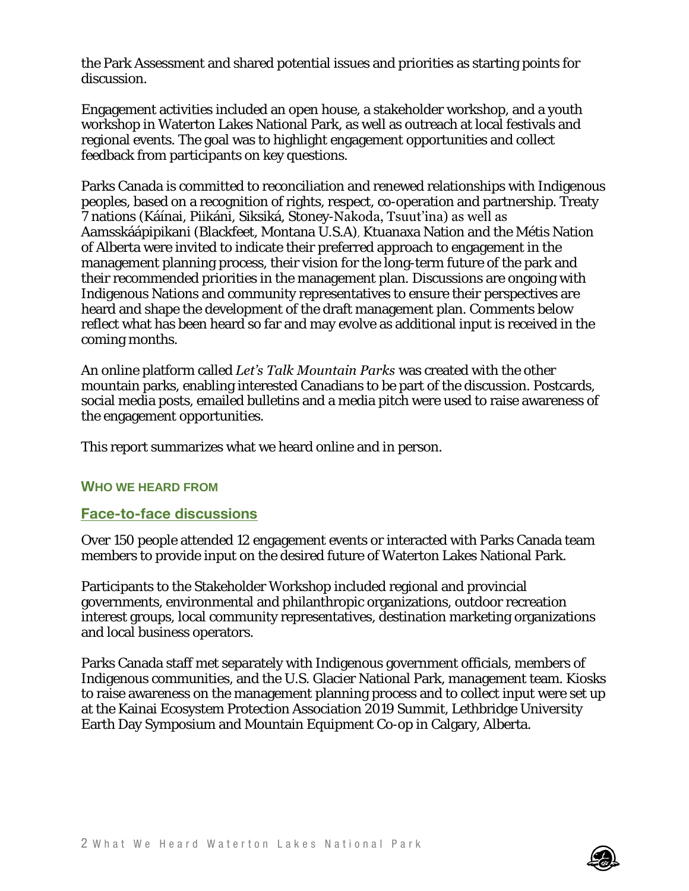the Park Assessment and shared potential issues and priorities as starting points for discussion.

Engagement activities included an open house, a stakeholder workshop, and a youth workshop in Waterton Lakes National Park, as well as outreach at local festivals and regional events. The goal was to highlight engagement opportunities and collect feedback from participants on key questions.

Parks Canada is committed to reconciliation and renewed relationships with Indigenous peoples, based on a recognition of rights, respect, co-operation and partnership. Treaty 7 nations (Káínai, Piikáni, Siksiká, Stoney-Nakoda, Tsuut'ina) as well as Aamsskáápipikani (Blackfeet, Montana U.S.A), Ktuanaxa Nation and the Métis Nation of Alberta were invited to indicate their preferred approach to engagement in the management planning process, their vision for the long-term future of the park and their recommended priorities in the management plan. Discussions are ongoing with Indigenous Nations and community representatives to ensure their perspectives are heard and shape the development of the draft management plan. Comments below reflect what has been heard so far and may evolve as additional input is received in the coming months.

An online platform called *Let's Talk Mountain Parks* was created with the other mountain parks, enabling interested Canadians to be part of the discussion. Postcards, social media posts, emailed bulletins and a media pitch were used to raise awareness of the engagement opportunities.

This report summarizes what we heard online and in person.

## WHO WE HEARD FROM

### Face-to-face discussions

Over 150 people attended 12 engagement events or interacted with Parks Canada team members to provide input on the desired future of Waterton Lakes National Park.

Participants to the Stakeholder Workshop included regional and provincial governments, environmental and philanthropic organizations, outdoor recreation interest groups, local community representatives, destination marketing organizations and local business operators.

Parks Canada staff met separately with Indigenous government officials, members of Indigenous communities, and the U.S. Glacier National Park, management team. Kiosks to raise awareness on the management planning process and to collect input were set up at the Kainai Ecosystem Protection Association 2019 Summit, Lethbridge University Earth Day Symposium and Mountain Equipment Co-op in Calgary, Alberta.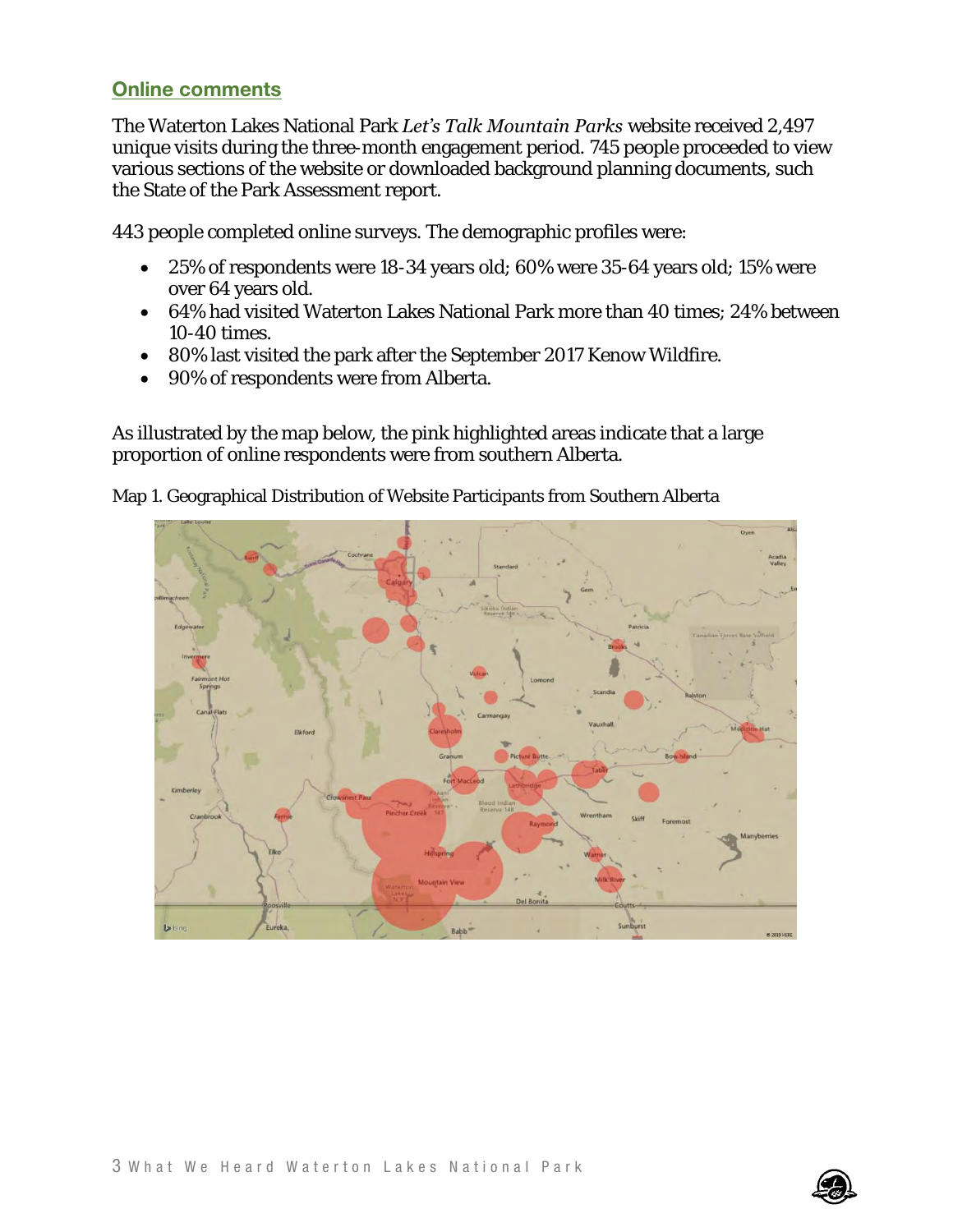## Online comments

The Waterton Lakes National Park *Let's Talk Mountain Parks* website received 2,497 unique visits during the three-month engagement period. 745 people proceeded to view various sections of the website or downloaded background planning documents, such the State of the Park Assessment report.

443 people completed online surveys. The demographic profiles were:

- 25% of respondents were 18-34 years old; 60% were 35-64 years old; 15% were over 64 years old.
- 64% had visited Waterton Lakes National Park more than 40 times; 24% between 10-40 times.
- 80% last visited the park after the September 2017 Kenow Wildfire.
- 90% of respondents were from Alberta.

As illustrated by the map below, the pink highlighted areas indicate that a large proportion of online respondents were from southern Alberta.

Map 1. Geographical Distribution of Website Participants from Southern Alberta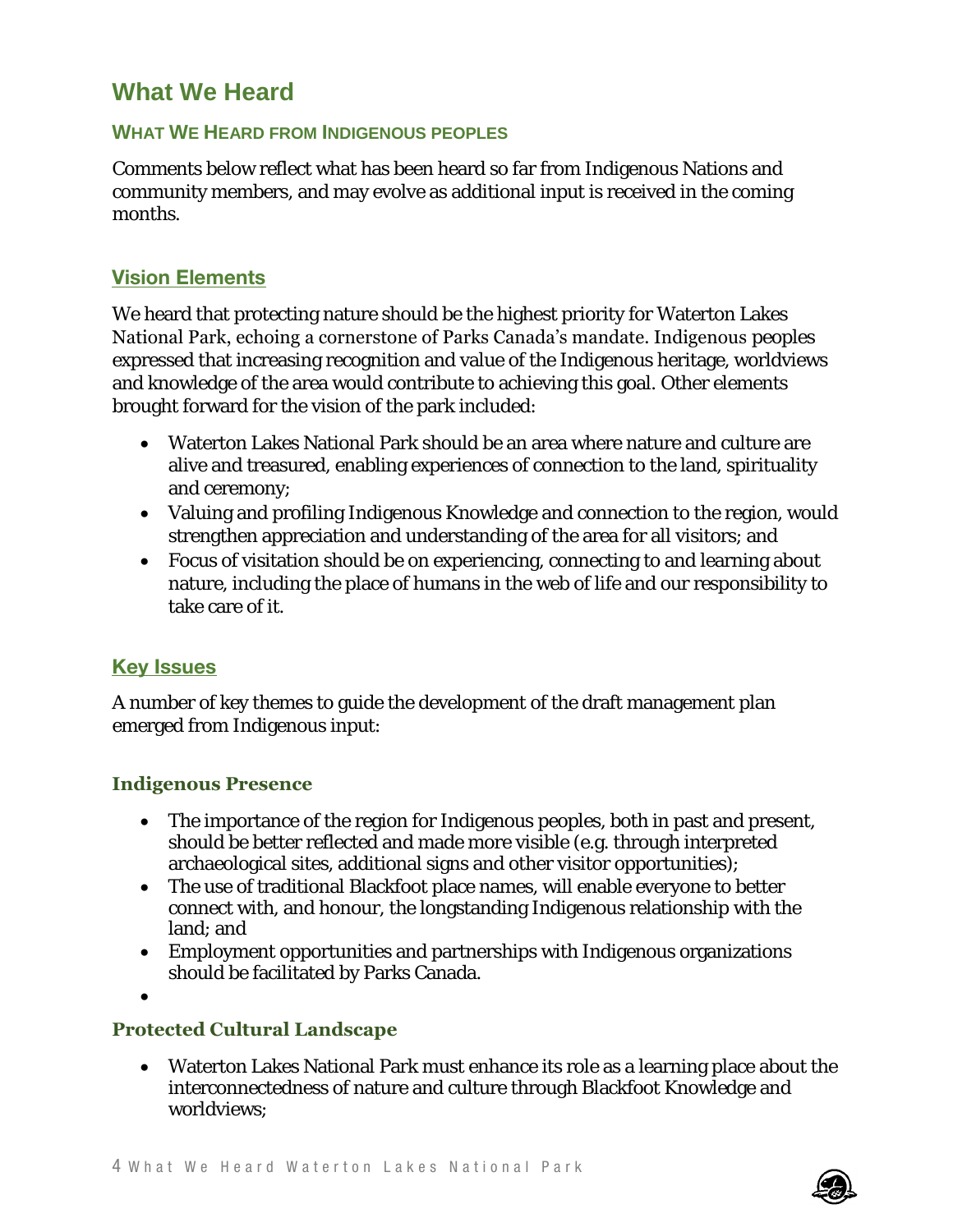# What We Heard

## WHAT WE HEARD FROM INDIGENOUS PEOPLES

Comments below reflect what has been heard so far from Indigenous Nations and community members, and may evolve as additional input is received in the coming months.

## Vision Elements

We heard that protecting nature should be the highest priority for Waterton Lakes National Park, echoing a cornerstone of Parks Canada's mandate. Indigenous peoples expressed that increasing recognition and value of the Indigenous heritage, worldviews and knowledge of the area would contribute to achieving this goal. Other elements brought forward for the vision of the park included:

- Waterton Lakes National Park should be an area where nature and culture are alive and treasured, enabling experiences of connection to the land, spirituality and ceremony;
- Valuing and profiling Indigenous Knowledge and connection to the region, would strengthen appreciation and understanding of the area for all visitors; and
- Focus of visitation should be on experiencing, connecting to and learning about nature, including the place of humans in the web of life and our responsibility to take care of it.

## Key Issues

A number of key themes to guide the development of the draft management plan emerged from Indigenous input:

### Indigenous Presence

- The importance of the region for Indigenous peoples, both in past and present, should be better reflected and made more visible (e.g. through interpreted archaeological sites, additional signs and other visitor opportunities);
- The use of traditional Blackfoot place names, will enable everyone to better connect with, and honour, the longstanding Indigenous relationship with the land; and
- Employment opportunities and partnerships with Indigenous organizations should be facilitated by Parks Canada.

### Protected Cultural Landscape

- Waterton Lakes National Park must enhance its role as a learning place about the interconnectedness of nature and culture through Blackfoot Knowledge and worldviews;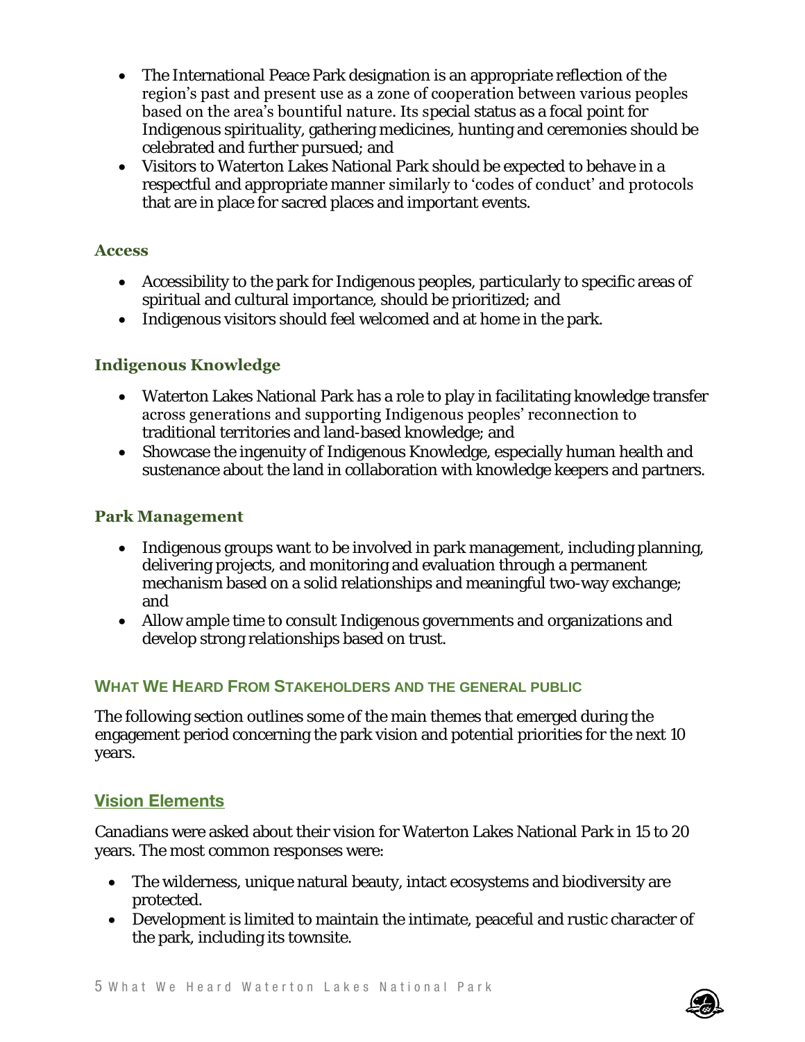- The International Peace Park designation is an appropriate reflection of the region's past and present use as a zone of cooperation between various peoples based on the area's bountiful nature. Its special status as a focal point for Indigenous spirituality, gathering medicines, hunting and ceremonies should be celebrated and further pursued; and
- Visitors to Waterton Lakes National Park should be expected to behave in a respectful and appropriate manner similarly to 'codes of conduct' and protocols that are in place for sacred places and important events.

### Access

- Accessibility to the park for Indigenous peoples, particularly to specific areas of spiritual and cultural importance, should be prioritized; and
- Indigenous visitors should feel welcomed and at home in the park.

### Indigenous Knowledge

- Waterton Lakes National Park has a role to play in facilitating knowledge transfer across generations and supporting Indigenous peoples' reconnection to traditional territories and land-based knowledge; and
- Showcase the ingenuity of Indigenous Knowledge, especially human health and sustenance about the land in collaboration with knowledge keepers and partners.

### Park Management

- Indigenous groups want to be involved in park management, including planning, delivering projects, and monitoring and evaluation through a permanent mechanism based on a solid relationships and meaningful two-way exchange; and
- Allow ample time to consult Indigenous governments and organizations and develop strong relationships based on trust.

## What We Heard From Stakeholders and the general public

The following section outlines some of the main themes that emerged during the engagement period concerning the park vision and potential priorities for the next 10 years.

### Vision Elements

Canadians were asked about their vision for Waterton Lakes National Park in 15 to 20 years. The most common responses were:

- The wilderness, unique natural beauty, intact ecosystems and biodiversity are protected.
- Development is limited to maintain the intimate, peaceful and rustic character of the park, including its townsite.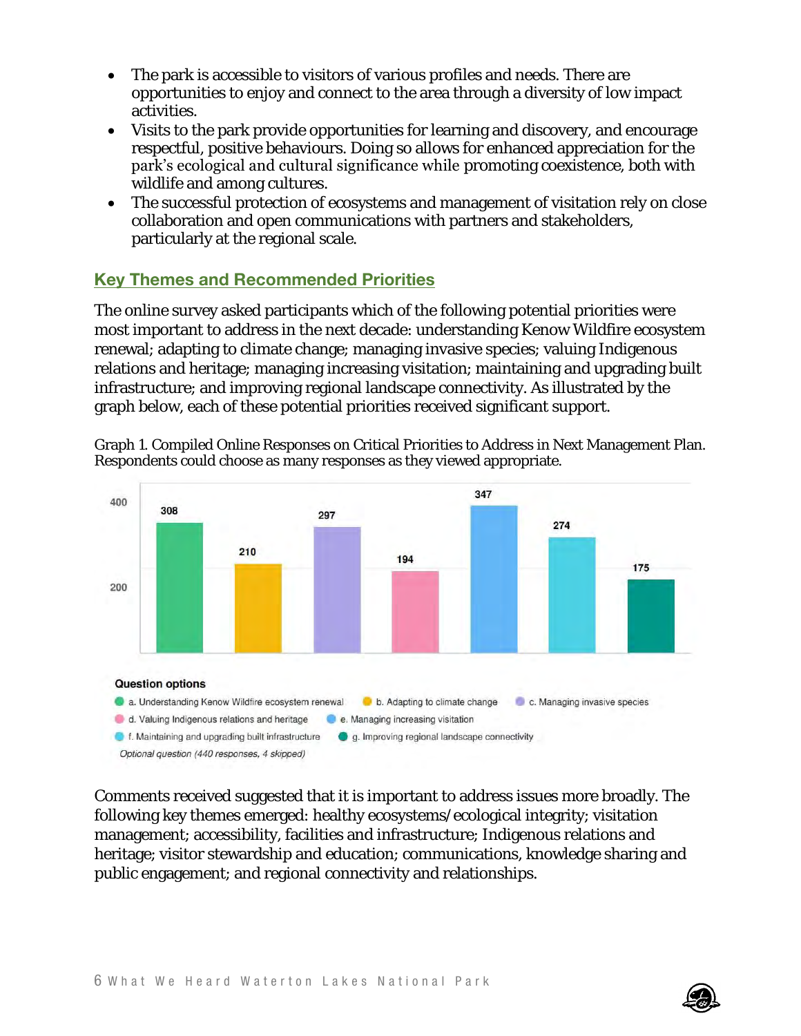- The park is accessible to visitors of various profiles and needs. There are opportunities to enjoy and connect to the area through a diversity of low impact activities.
- Visits to the park provide opportunities for learning and discovery, and encourage respectful, positive behaviours. Doing so allows for enhanced appreciation for the park's ecological and cultural significance while promoting coexistence, both with wildlife and among cultures.
- The successful protection of ecosystems and management of visitation rely on close collaboration and open communications with partners and stakeholders, particularly at the regional scale.

## Key Themes and Recommended Priorities

The online survey asked participants which of the following potential priorities were most important to address in the next decade: understanding Kenow Wildfire ecosystem renewal; adapting to climate change; managing invasive species; valuing Indigenous relations and heritage; managing increasing visitation; maintaining and upgrading built infrastructure; and improving regional landscape connectivity. As illustrated by the graph below, each of these potential priorities received significant support.

Graph 1. Compiled Online Responses on Critical Priorities to Address in Next Management Plan. Respondents could choose as many responses as they viewed appropriate.

| Question options | Responses |
| --- | --- |
| a. Understanding Kenow Wildfire ecosystem renewal | 308 |
| b. Adapting to climate change | 210 |
| c. Managing invasive species | 297 |
| d. Valuing Indigenous relations and heritage | 194 |
| e. Managing increasing visitation | 347 |
| f. Maintaining and upgrading built infrastructure | 274 |
| g. Improving regional landscape connectivity | 175 |

*Optional question (440 responses, 4 skipped)*

Comments received suggested that it is important to address issues more broadly. The following key themes emerged: healthy ecosystems/ecological integrity; visitation management; accessibility, facilities and infrastructure; Indigenous relations and heritage; visitor stewardship and education; communications, knowledge sharing and public engagement; and regional connectivity and relationships.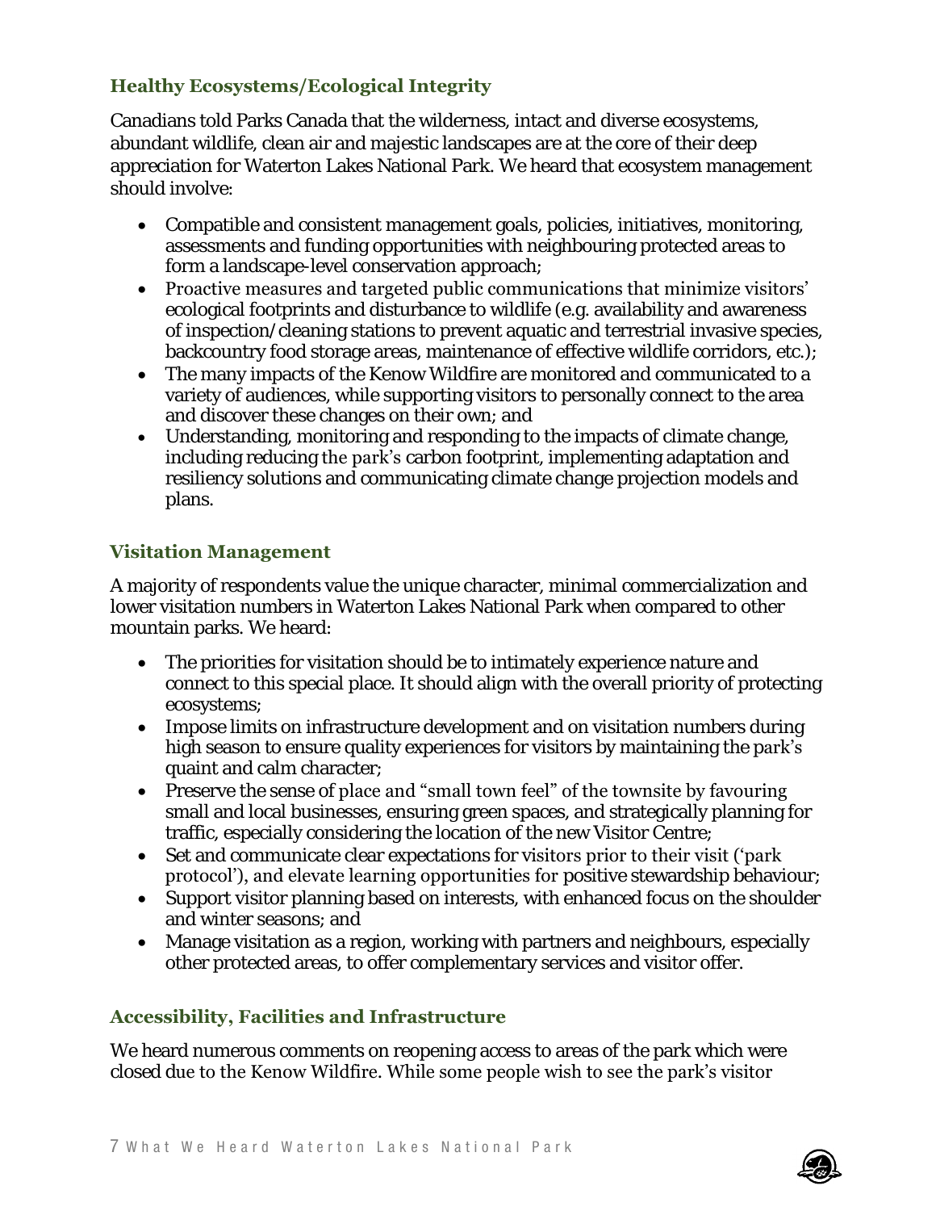### Healthy Ecosystems/Ecological Integrity

Canadians told Parks Canada that the wilderness, intact and diverse ecosystems, abundant wildlife, clean air and majestic landscapes are at the core of their deep appreciation for Waterton Lakes National Park. We heard that ecosystem management should involve:

- Compatible and consistent management goals, policies, initiatives, monitoring, assessments and funding opportunities with neighbouring protected areas to form a landscape-level conservation approach;
- Proactive measures and targeted public communications that minimize visitors' ecological footprints and disturbance to wildlife (e.g. availability and awareness of inspection/cleaning stations to prevent aquatic and terrestrial invasive species, backcountry food storage areas, maintenance of effective wildlife corridors, etc.);
- The many impacts of the Kenow Wildfire are monitored and communicated to a variety of audiences, while supporting visitors to personally connect to the area and discover these changes on their own; and
- Understanding, monitoring and responding to the impacts of climate change, including reducing the park's carbon footprint, implementing adaptation and resiliency solutions and communicating climate change projection models and plans.

### Visitation Management

A majority of respondents value the unique character, minimal commercialization and lower visitation numbers in Waterton Lakes National Park when compared to other mountain parks. We heard:

- The priorities for visitation should be to intimately experience nature and connect to this special place. It should align with the overall priority of protecting ecosystems;
- Impose limits on infrastructure development and on visitation numbers during high season to ensure quality experiences for visitors by maintaining the park's quaint and calm character;
- Preserve the sense of place and "small town feel" of the townsite by favouring small and local businesses, ensuring green spaces, and strategically planning for traffic, especially considering the location of the new Visitor Centre;
- Set and communicate clear expectations for visitors prior to their visit ('park protocol'), and elevate learning opportunities for positive stewardship behaviour;
- Support visitor planning based on interests, with enhanced focus on the shoulder and winter seasons; and
- Manage visitation as a region, working with partners and neighbours, especially other protected areas, to offer complementary services and visitor offer.

### Accessibility, Facilities and Infrastructure

We heard numerous comments on reopening access to areas of the park which were closed due to the Kenow Wildfire. While some people wish to see the park's visitor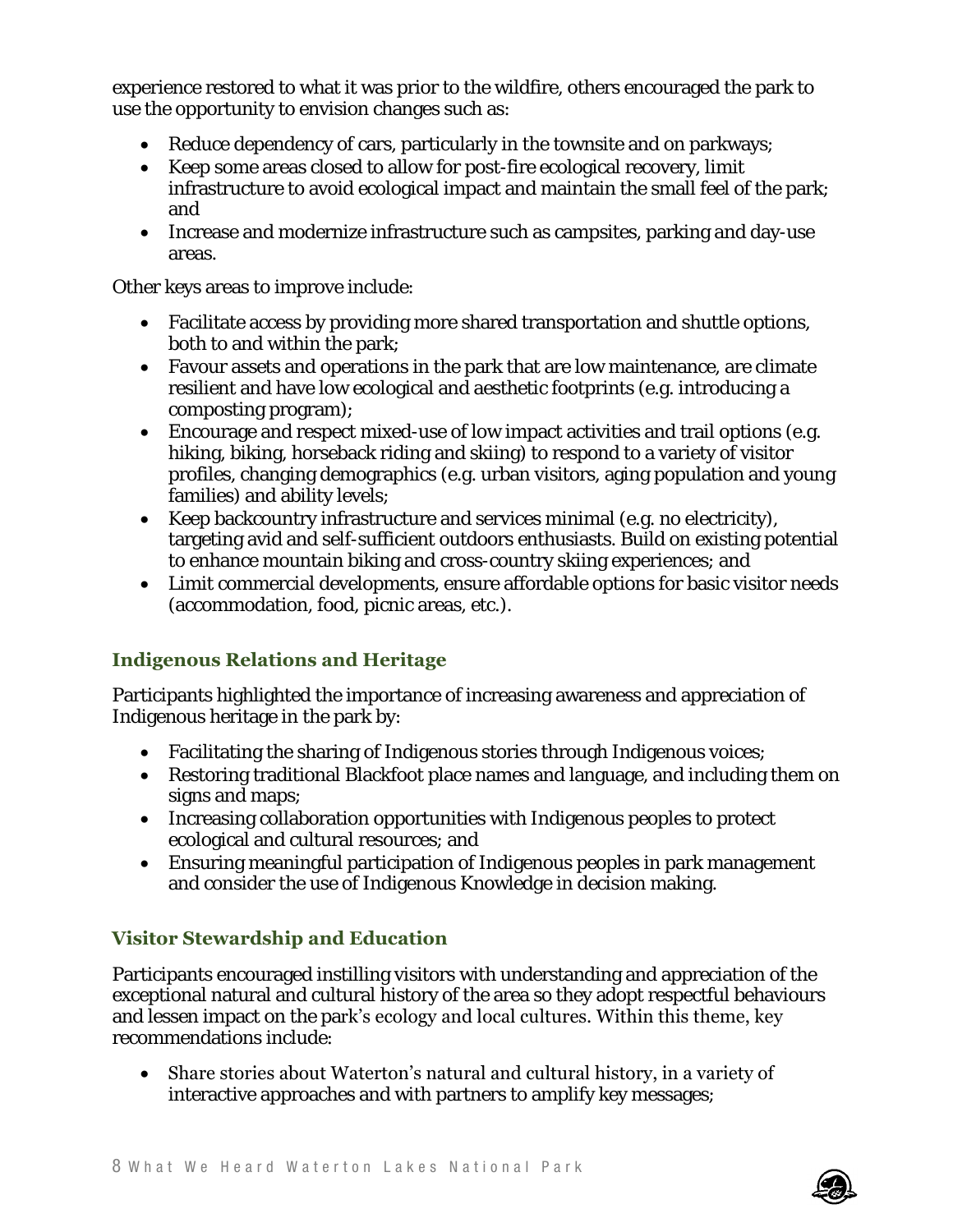experience restored to what it was prior to the wildfire, others encouraged the park to use the opportunity to envision changes such as:

- Reduce dependency of cars, particularly in the townsite and on parkways;
- Keep some areas closed to allow for post-fire ecological recovery, limit infrastructure to avoid ecological impact and maintain the small feel of the park; and
- Increase and modernize infrastructure such as campsites, parking and day-use areas.

Other keys areas to improve include:

- Facilitate access by providing more shared transportation and shuttle options, both to and within the park;
- Favour assets and operations in the park that are low maintenance, are climate resilient and have low ecological and aesthetic footprints (e.g. introducing a composting program);
- Encourage and respect mixed-use of low impact activities and trail options (e.g. hiking, biking, horseback riding and skiing) to respond to a variety of visitor profiles, changing demographics (e.g. urban visitors, aging population and young families) and ability levels;
- Keep backcountry infrastructure and services minimal (e.g. no electricity), targeting avid and self-sufficient outdoors enthusiasts. Build on existing potential to enhance mountain biking and cross-country skiing experiences; and
- Limit commercial developments, ensure affordable options for basic visitor needs (accommodation, food, picnic areas, etc.).

### Indigenous Relations and Heritage

Participants highlighted the importance of increasing awareness and appreciation of Indigenous heritage in the park by:

- Facilitating the sharing of Indigenous stories through Indigenous voices;
- Restoring traditional Blackfoot place names and language, and including them on signs and maps;
- Increasing collaboration opportunities with Indigenous peoples to protect ecological and cultural resources; and
- Ensuring meaningful participation of Indigenous peoples in park management and consider the use of Indigenous Knowledge in decision making.

### Visitor Stewardship and Education

Participants encouraged instilling visitors with understanding and appreciation of the exceptional natural and cultural history of the area so they adopt respectful behaviours and lessen impact on the park's ecology and local cultures. Within this theme, key recommendations include:

- Share stories about Waterton's natural and cultural history, in a variety of interactive approaches and with partners to amplify key messages;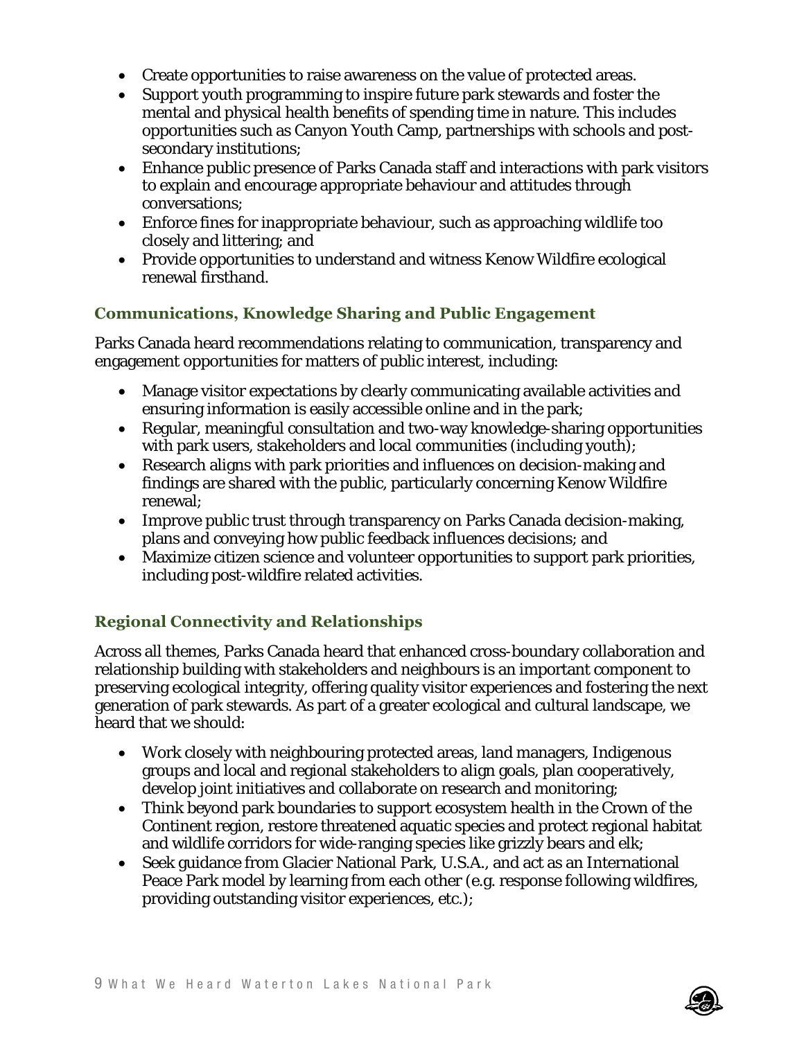- Create opportunities to raise awareness on the value of protected areas.
- Support youth programming to inspire future park stewards and foster the mental and physical health benefits of spending time in nature. This includes opportunities such as Canyon Youth Camp, partnerships with schools and post-secondary institutions;
- Enhance public presence of Parks Canada staff and interactions with park visitors to explain and encourage appropriate behaviour and attitudes through conversations;
- Enforce fines for inappropriate behaviour, such as approaching wildlife too closely and littering; and
- Provide opportunities to understand and witness Kenow Wildfire ecological renewal firsthand.

### Communications, Knowledge Sharing and Public Engagement

Parks Canada heard recommendations relating to communication, transparency and engagement opportunities for matters of public interest, including:

- Manage visitor expectations by clearly communicating available activities and ensuring information is easily accessible online and in the park;
- Regular, meaningful consultation and two-way knowledge-sharing opportunities with park users, stakeholders and local communities (including youth);
- Research aligns with park priorities and influences on decision-making and findings are shared with the public, particularly concerning Kenow Wildfire renewal;
- Improve public trust through transparency on Parks Canada decision-making, plans and conveying how public feedback influences decisions; and
- Maximize citizen science and volunteer opportunities to support park priorities, including post-wildfire related activities.

### Regional Connectivity and Relationships

Across all themes, Parks Canada heard that enhanced cross-boundary collaboration and relationship building with stakeholders and neighbours is an important component to preserving ecological integrity, offering quality visitor experiences and fostering the next generation of park stewards. As part of a greater ecological and cultural landscape, we heard that we should:

- Work closely with neighbouring protected areas, land managers, Indigenous groups and local and regional stakeholders to align goals, plan cooperatively, develop joint initiatives and collaborate on research and monitoring;
- Think beyond park boundaries to support ecosystem health in the Crown of the Continent region, restore threatened aquatic species and protect regional habitat and wildlife corridors for wide-ranging species like grizzly bears and elk;
- Seek guidance from Glacier National Park, U.S.A., and act as an International Peace Park model by learning from each other (e.g. response following wildfires, providing outstanding visitor experiences, etc.);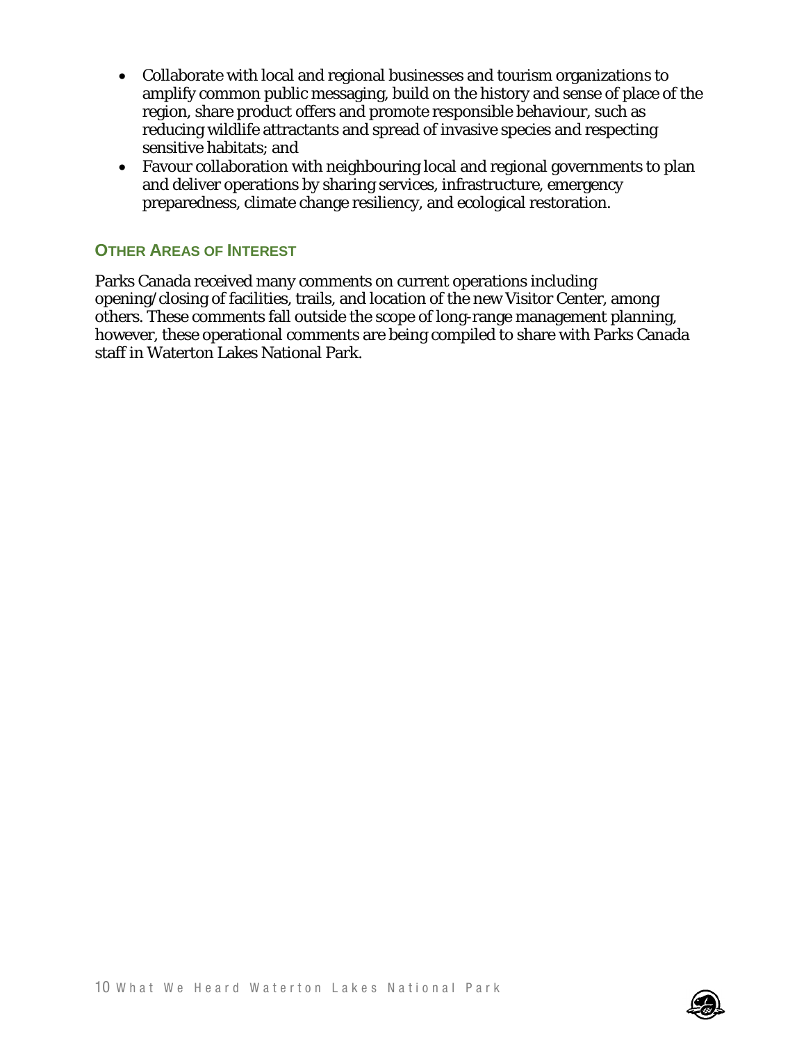- Collaborate with local and regional businesses and tourism organizations to amplify common public messaging, build on the history and sense of place of the region, share product offers and promote responsible behaviour, such as reducing wildlife attractants and spread of invasive species and respecting sensitive habitats; and
- Favour collaboration with neighbouring local and regional governments to plan and deliver operations by sharing services, infrastructure, emergency preparedness, climate change resiliency, and ecological restoration.

## OTHER AREAS OF INTEREST

Parks Canada received many comments on current operations including opening/closing of facilities, trails, and location of the new Visitor Center, among others. These comments fall outside the scope of long-range management planning, however, these operational comments are being compiled to share with Parks Canada staff in Waterton Lakes National Park.